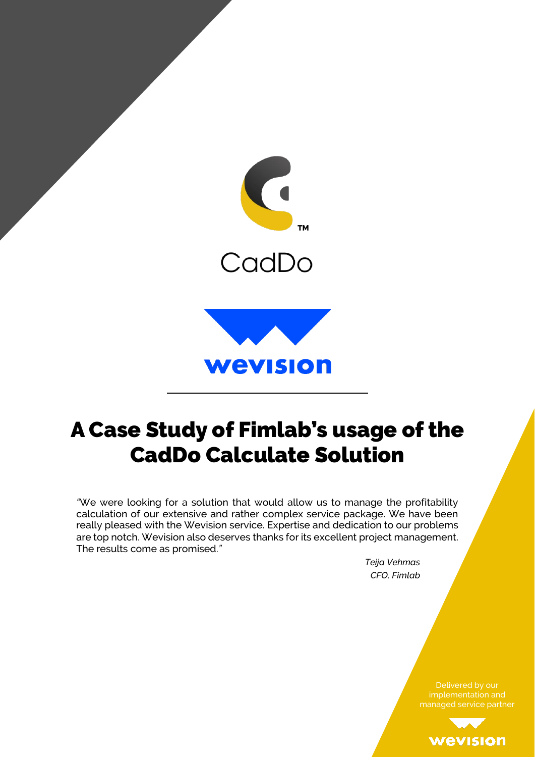CadDo

wevision

# A Case Study of Fimlab's usage of the CadDo Calculate Solution

"We were looking for a solution that would allow us to manage the profitability calculation of our extensive and rather complex service package. We have been really pleased with the Wevision service. Expertise and dedication to our problems are top notch. Wevision also deserves thanks for its excellent project management. The results come as promised."

*Teija Vehmas*
*CFO, Fimlab*

Delivered by our implementation and managed service partner

wevision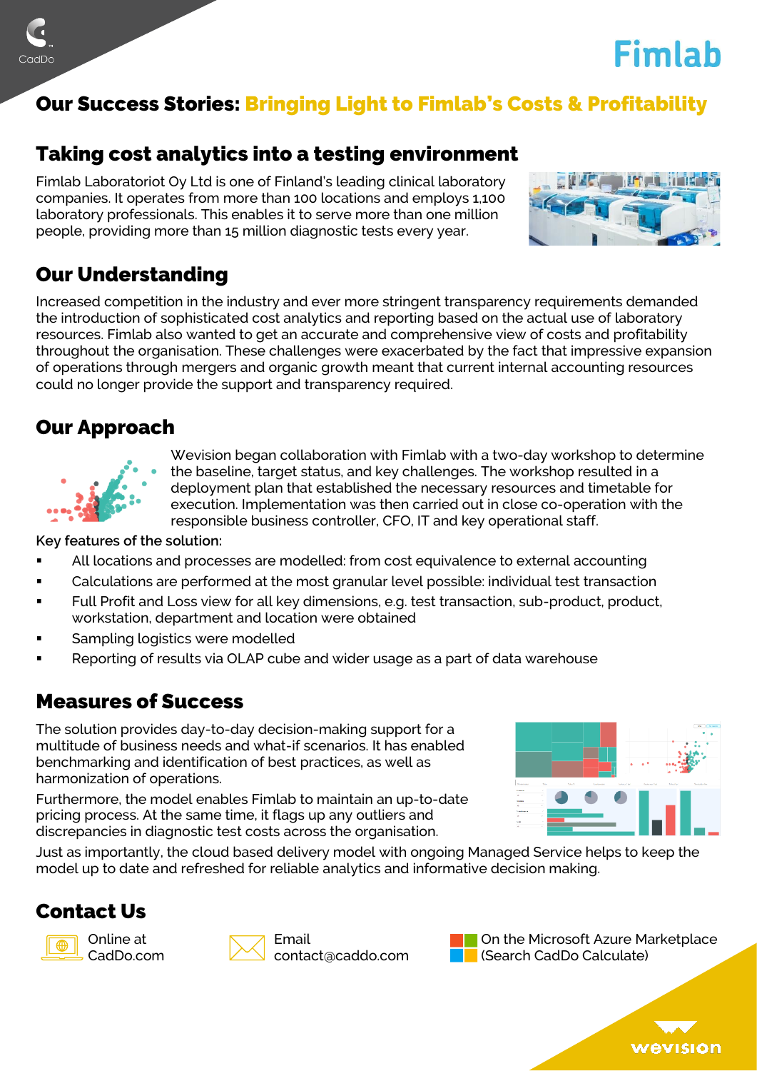# Our Success Stories: Bringing Light to Fimlab's Costs & Profitability

## Taking cost analytics into a testing environment

Fimlab Laboratoriot Oy Ltd is one of Finland's leading clinical laboratory companies. It operates from more than 100 locations and employs 1,100 laboratory professionals. This enables it to serve more than one million people, providing more than 15 million diagnostic tests every year.

## Our Understanding

Increased competition in the industry and ever more stringent transparency requirements demanded the introduction of sophisticated cost analytics and reporting based on the actual use of laboratory resources. Fimlab also wanted to get an accurate and comprehensive view of costs and profitability throughout the organisation. These challenges were exacerbated by the fact that impressive expansion of operations through mergers and organic growth meant that current internal accounting resources could no longer provide the support and transparency required.

## Our Approach

Wevision began collaboration with Fimlab with a two-day workshop to determine the baseline, target status, and key challenges. The workshop resulted in a deployment plan that established the necessary resources and timetable for execution. Implementation was then carried out in close co-operation with the responsible business controller, CFO, IT and key operational staff.

Key features of the solution:

- All locations and processes are modelled: from cost equivalence to external accounting
- Calculations are performed at the most granular level possible: individual test transaction
- Full Profit and Loss view for all key dimensions, e.g. test transaction, sub-product, product, workstation, department and location were obtained
- Sampling logistics were modelled
- Reporting of results via OLAP cube and wider usage as a part of data warehouse

## Measures of Success

The solution provides day-to-day decision-making support for a multitude of business needs and what-if scenarios. It has enabled benchmarking and identification of best practices, as well as harmonization of operations.

Furthermore, the model enables Fimlab to maintain an up-to-date pricing process. At the same time, it flags up any outliers and discrepancies in diagnostic test costs across the organisation.

Just as importantly, the cloud based delivery model with ongoing Managed Service helps to keep the model up to date and refreshed for reliable analytics and informative decision making.

## Contact Us

Online at CadDo.com

Email contact@caddo.com

On the Microsoft Azure Marketplace (Search CadDo Calculate)